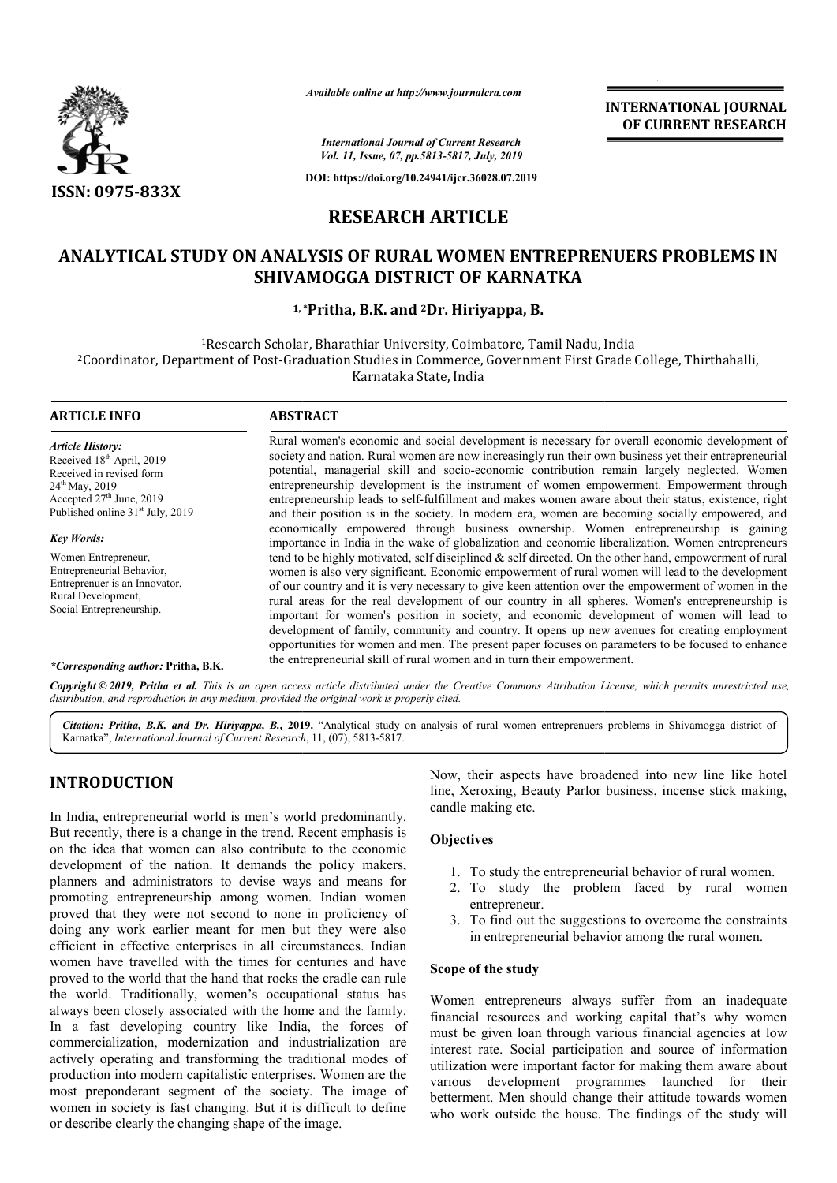*Available online at http://www.journalcra.com*

**INTERNATIONAL JOURNAL OF CURRENT RESEARCH**

*International Journal of Current Research*
*Vol. 11, Issue, 07, pp.5813-5817, July, 2019*

**DOI: https://doi.org/10.24941/ijcr.36028.07.2019**

**ISSN: 0975-833X**

# RESEARCH ARTICLE

## ANALYTICAL STUDY ON ANALYSIS OF RURAL WOMEN ENTREPRENUERS PROBLEMS IN SHIVAMOGGA DISTRICT OF KARNATKA

**[1,*]Pritha, B.K. and [2]Dr. Hiriyappa, B.**

[1]Research Scholar, Bharathiar University, Coimbatore, Tamil Nadu, India
[2]Coordinator, Department of Post-Graduation Studies in Commerce, Government First Grade College, Thirthahalli, Karnataka State, India

### ARTICLE INFO

***Article History:***
Received 18th April, 2019
Received in revised form
24th May, 2019
Accepted 27th June, 2019
Published online 31st July, 2019

***Key Words:***
Women Entrepreneur,
Entrepreneurial Behavior,
Entreprenuer is an Innovator,
Rural Development,
Social Entrepreneurship.

****Corresponding author:* Pritha, B.K.**

### ABSTRACT

Rural women's economic and social development is necessary for overall economic development of society and nation. Rural women are now increasingly run their own business yet their entrepreneurial potential, managerial skill and socio-economic contribution remain largely neglected. Women entrepreneurship development is the instrument of women empowerment. Empowerment through entrepreneurship leads to self-fulfillment and makes women aware about their status, existence, right and their position is in the society. In modern era, women are becoming socially empowered, and economically empowered through business ownership. Women entrepreneurship is gaining importance in India in the wake of globalization and economic liberalization. Women entrepreneurs tend to be highly motivated, self disciplined & self directed. On the other hand, empowerment of rural women is also very significant. Economic empowerment of rural women will lead to the development of our country and it is very necessary to give keen attention over the empowerment of women in the rural areas for the real development of our country in all spheres. Women's entrepreneurship is important for women's position in society, and economic development of women will lead to development of family, community and country. It opens up new avenues for creating employment opportunities for women and men. The present paper focuses on parameters to be focused to enhance the entrepreneurial skill of rural women and in turn their empowerment.

*Copyright © 2019, Pritha et al. This is an open access article distributed under the Creative Commons Attribution License, which permits unrestricted use, distribution, and reproduction in any medium, provided the original work is properly cited.*

***Citation:* Pritha, B.K. and Dr. Hiriyappa, B., 2019.** "Analytical study on analysis of rural women entreprenuers problems in Shivamogga district of Karnatka", *International Journal of Current Research*, 11, (07), 5813-5817.

## INTRODUCTION

In India, entrepreneurial world is men's world predominantly. But recently, there is a change in the trend. Recent emphasis is on the idea that women can also contribute to the economic development of the nation. It demands the policy makers, planners and administrators to devise ways and means for promoting entrepreneurship among women. Indian women proved that they were not second to none in proficiency of doing any work earlier meant for men but they were also efficient in effective enterprises in all circumstances. Indian women have travelled with the times for centuries and have proved to the world that the hand that rocks the cradle can rule the world. Traditionally, women's occupational status has always been closely associated with the home and the family. In a fast developing country like India, the forces of commercialization, modernization and industrialization are actively operating and transforming the traditional modes of production into modern capitalistic enterprises. Women are the most preponderant segment of the society. The image of women in society is fast changing. But it is difficult to define or describe clearly the changing shape of the image. Now, their aspects have broadened into new line like hotel line, Xeroxing, Beauty Parlor business, incense stick making, candle making etc.

### Objectives

1. To study the entrepreneurial behavior of rural women.
2. To study the problem faced by rural women entrepreneur.
3. To find out the suggestions to overcome the constraints in entrepreneurial behavior among the rural women.

### Scope of the study

Women entrepreneurs always suffer from an inadequate financial resources and working capital that's why women must be given loan through various financial agencies at low interest rate. Social participation and source of information utilization were important factor for making them aware about various development programmes launched for their betterment. Men should change their attitude towards women who work outside the house. The findings of the study will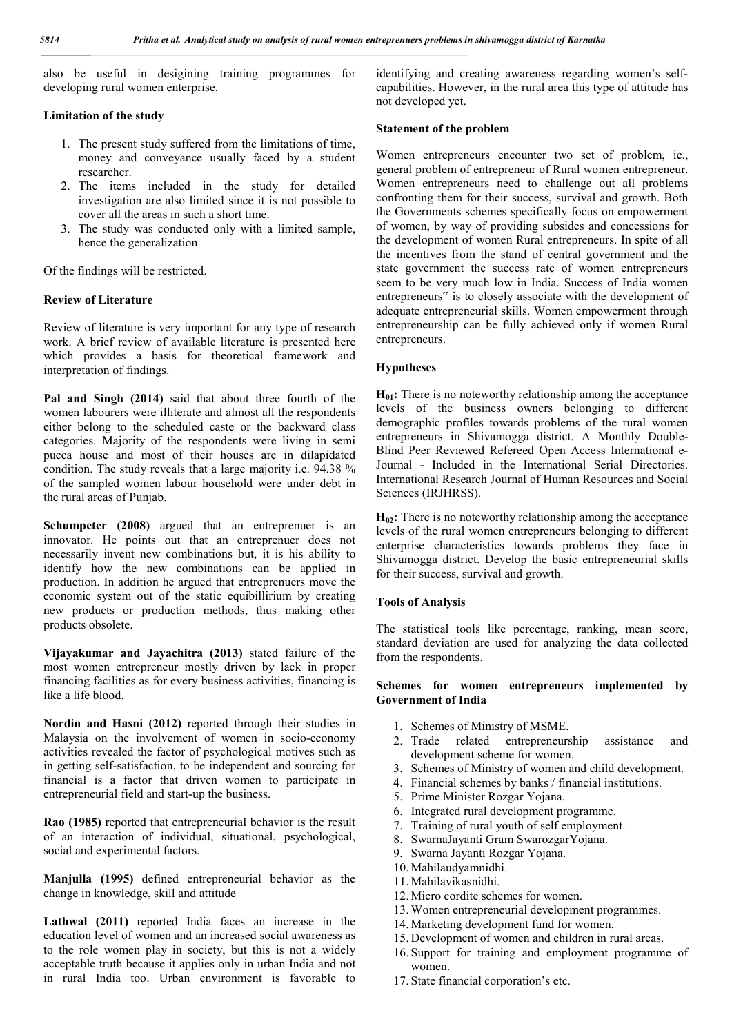also be useful in desigining training programmes for developing rural women enterprise.

### Limitation of the study

1. The present study suffered from the limitations of time, money and conveyance usually faced by a student researcher.
2. The items included in the study for detailed investigation are also limited since it is not possible to cover all the areas in such a short time.
3. The study was conducted only with a limited sample, hence the generalization

Of the findings will be restricted.

### Review of Literature

Review of literature is very important for any type of research work. A brief review of available literature is presented here which provides a basis for theoretical framework and interpretation of findings.

**Pal and Singh (2014)** said that about three fourth of the women labourers were illiterate and almost all the respondents either belong to the scheduled caste or the backward class categories. Majority of the respondents were living in semi pucca house and most of their houses are in dilapidated condition. The study reveals that a large majority i.e. 94.38 % of the sampled women labour household were under debt in the rural areas of Punjab.

**Schumpeter (2008)** argued that an entreprenuer is an innovator. He points out that an entreprenuer does not necessarily invent new combinations but, it is his ability to identify how the new combinations can be applied in production. In addition he argued that entreprenuers move the economic system out of the static equibillirium by creating new products or production methods, thus making other products obsolete.

**Vijayakumar and Jayachitra (2013)** stated failure of the most women entrepreneur mostly driven by lack in proper financing facilities as for every business activities, financing is like a life blood.

**Nordin and Hasni (2012)** reported through their studies in Malaysia on the involvement of women in socio-economy activities revealed the factor of psychological motives such as in getting self-satisfaction, to be independent and sourcing for financial is a factor that driven women to participate in entrepreneurial field and start-up the business.

**Rao (1985)** reported that entrepreneurial behavior is the result of an interaction of individual, situational, psychological, social and experimental factors.

**Manjulla (1995)** defined entrepreneurial behavior as the change in knowledge, skill and attitude

**Lathwal (2011)** reported India faces an increase in the education level of women and an increased social awareness as to the role women play in society, but this is not a widely acceptable truth because it applies only in urban India and not in rural India too. Urban environment is favorable to identifying and creating awareness regarding women's self-capabilities. However, in the rural area this type of attitude has not developed yet.

### Statement of the problem

Women entrepreneurs encounter two set of problem, ie., general problem of entrepreneur of Rural women entrepreneur. Women entrepreneurs need to challenge out all problems confronting them for their success, survival and growth. Both the Governments schemes specifically focus on empowerment of women, by way of providing subsides and concessions for the development of women Rural entrepreneurs. In spite of all the incentives from the stand of central government and the state government the success rate of women entrepreneurs seem to be very much low in India. Success of India women entrepreneurs" is to closely associate with the development of adequate entrepreneurial skills. Women empowerment through entrepreneurship can be fully achieved only if women Rural entrepreneurs.

### Hypotheses

**$H_{01}$:** There is no noteworthy relationship among the acceptance levels of the business owners belonging to different demographic profiles towards problems of the rural women entrepreneurs in Shivamogga district. A Monthly Double-Blind Peer Reviewed Refereed Open Access International e-Journal - Included in the International Serial Directories. International Research Journal of Human Resources and Social Sciences (IRJHRSS).

**$H_{02}$:** There is no noteworthy relationship among the acceptance levels of the rural women entrepreneurs belonging to different enterprise characteristics towards problems they face in Shivamogga district. Develop the basic entrepreneurial skills for their success, survival and growth.

### Tools of Analysis

The statistical tools like percentage, ranking, mean score, standard deviation are used for analyzing the data collected from the respondents.

### Schemes for women entrepreneurs implemented by Government of India

1. Schemes of Ministry of MSME.
2. Trade related entrepreneurship assistance and development scheme for women.
3. Schemes of Ministry of women and child development.
4. Financial schemes by banks / financial institutions.
5. Prime Minister Rozgar Yojana.
6. Integrated rural development programme.
7. Training of rural youth of self employment.
8. SwarnaJayanti Gram SwarozgarYojana.
9. Swarna Jayanti Rozgar Yojana.
10. Mahilaudyamnidhi.
11. Mahilavikasnidhi.
12. Micro cordite schemes for women.
13. Women entrepreneurial development programmes.
14. Marketing development fund for women.
15. Development of women and children in rural areas.
16. Support for training and employment programme of women.
17. State financial corporation's etc.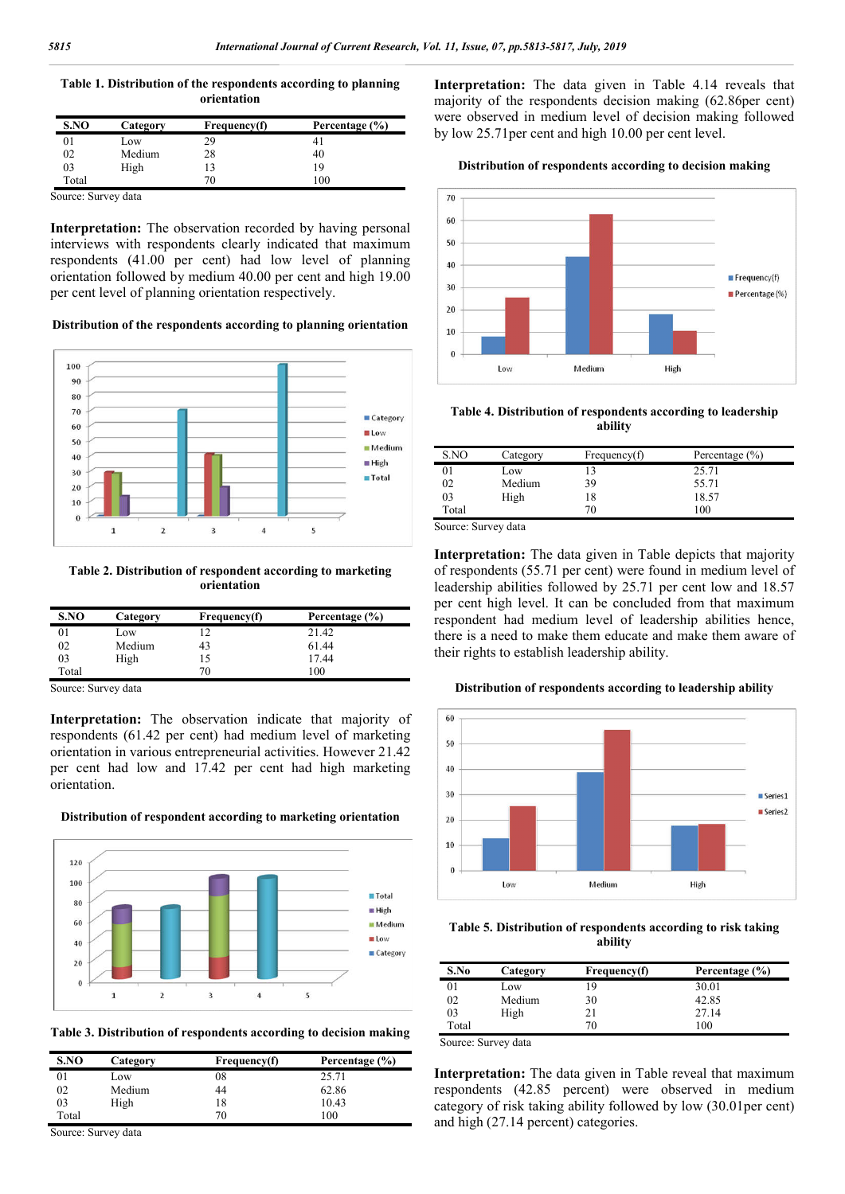**Table 1. Distribution of the respondents according to planning orientation**

| S.NO | Category | Frequency(f) | Percentage (%) |
|---|---|---|---|
| 01 | Low | 29 | 41 |
| 02 | Medium | 28 | 40 |
| 03 | High | 13 | 19 |
| Total | | 70 | 100 |

Source: Survey data

**Interpretation:** The observation recorded by having personal interviews with respondents clearly indicated that maximum respondents (41.00 per cent) had low level of planning orientation followed by medium 40.00 per cent and high 19.00 per cent level of planning orientation respectively.

**Distribution of the respondents according to planning orientation**

**Table 2. Distribution of respondent according to marketing orientation**

| S.NO | Category | Frequency(f) | Percentage (%) |
|---|---|---|---|
| 01 | Low | 12 | 21.42 |
| 02 | Medium | 43 | 61.44 |
| 03 | High | 15 | 17.44 |
| Total | | 70 | 100 |

Source: Survey data

**Interpretation:** The observation indicate that majority of respondents (61.42 per cent) had medium level of marketing orientation in various entrepreneurial activities. However 21.42 per cent had low and 17.42 per cent had high marketing orientation.

**Distribution of respondent according to marketing orientation**

**Table 3. Distribution of respondents according to decision making**

| S.NO | Category | Frequency(f) | Percentage (%) |
|---|---|---|---|
| 01 | Low | 08 | 25.71 |
| 02 | Medium | 44 | 62.86 |
| 03 | High | 18 | 10.43 |
| Total | | 70 | 100 |

Source: Survey data

**Interpretation:** The data given in Table 4.14 reveals that majority of the respondents decision making (62.86per cent) were observed in medium level of decision making followed by low 25.71per cent and high 10.00 per cent level.

**Distribution of respondents according to decision making**

**Table 4. Distribution of respondents according to leadership ability**

| S.NO | Category | Frequency(f) | Percentage (%) |
|---|---|---|---|
| 01 | Low | 13 | 25.71 |
| 02 | Medium | 39 | 55.71 |
| 03 | High | 18 | 18.57 |
| Total | | 70 | 100 |

Source: Survey data

**Interpretation:** The data given in Table depicts that majority of respondents (55.71 per cent) were found in medium level of leadership abilities followed by 25.71 per cent low and 18.57 per cent high level. It can be concluded from that maximum respondent had medium level of leadership abilities hence, there is a need to make them educate and make them aware of their rights to establish leadership ability.

**Distribution of respondents according to leadership ability**

**Table 5. Distribution of respondents according to risk taking ability**

| S.No | Category | Frequency(f) | Percentage (%) |
|---|---|---|---|
| 01 | Low | 19 | 30.01 |
| 02 | Medium | 30 | 42.85 |
| 03 | High | 21 | 27.14 |
| Total | | 70 | 100 |

Source: Survey data

**Interpretation:** The data given in Table reveal that maximum respondents (42.85 percent) were observed in medium category of risk taking ability followed by low (30.01per cent) and high (27.14 percent) categories.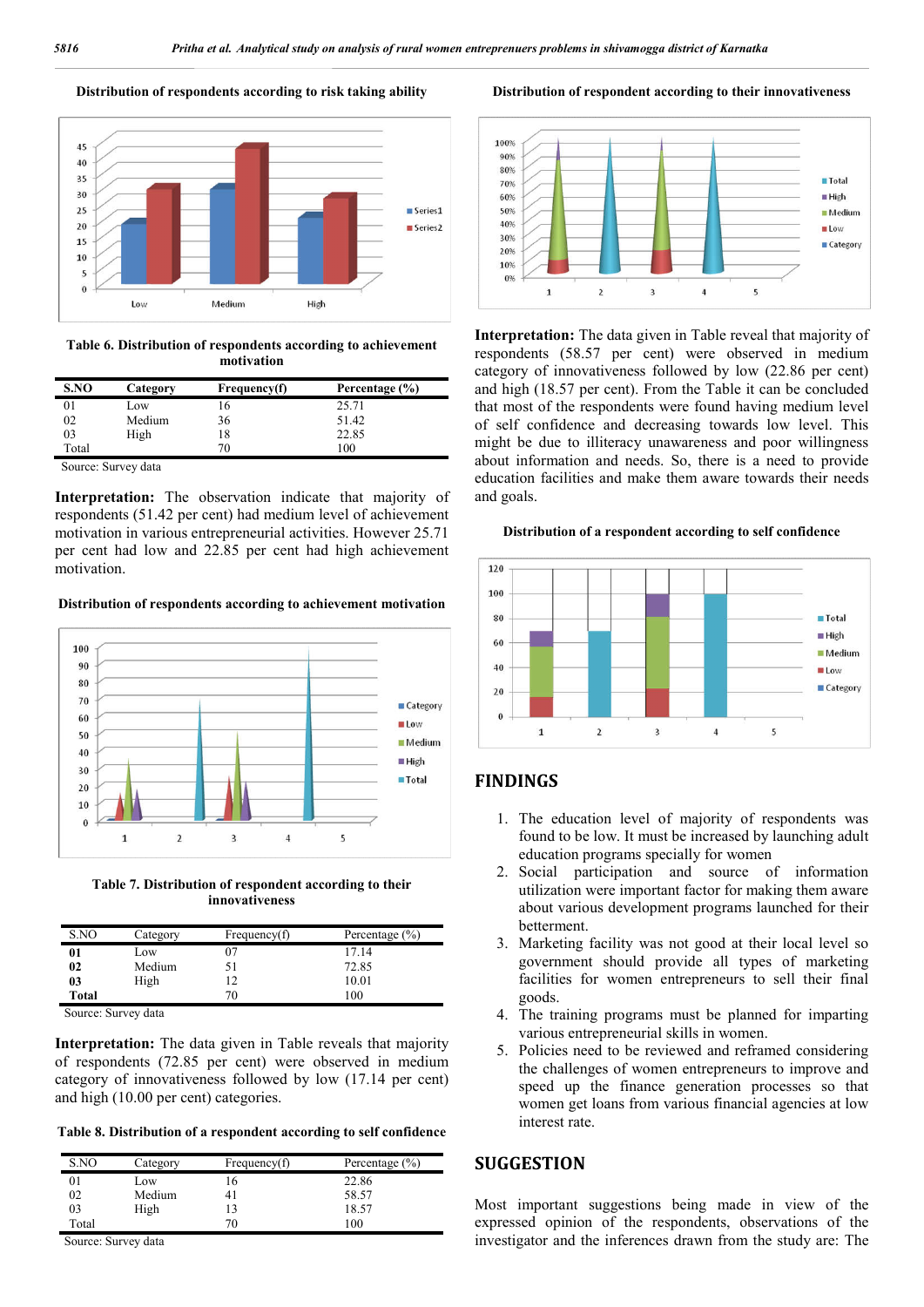**Distribution of respondents according to risk taking ability**

**Table 6. Distribution of respondents according to achievement motivation**

| S.NO | Category | Frequency(f) | Percentage (%) |
|---|---|---|---|
| 01 | Low | 16 | 25.71 |
| 02 | Medium | 36 | 51.42 |
| 03 | High | 18 | 22.85 |
| Total | | 70 | 100 |

Source: Survey data

**Interpretation:** The observation indicate that majority of respondents (51.42 per cent) had medium level of achievement motivation in various entrepreneurial activities. However 25.71 per cent had low and 22.85 per cent had high achievement motivation.

**Distribution of respondents according to achievement motivation**

**Table 7. Distribution of respondent according to their innovativeness**

| S.NO | Category | Frequency(f) | Percentage (%) |
|---|---|---|---|
| **01** | Low | 07 | 17.14 |
| **02** | Medium | 51 | 72.85 |
| **03** | High | 12 | 10.01 |
| **Total** | | 70 | 100 |

Source: Survey data

**Interpretation:** The data given in Table reveals that majority of respondents (72.85 per cent) were observed in medium category of innovativeness followed by low (17.14 per cent) and high (10.00 per cent) categories.

**Table 8. Distribution of a respondent according to self confidence**

| S.NO | Category | Frequency(f) | Percentage (%) |
|---|---|---|---|
| 01 | Low | 16 | 22.86 |
| 02 | Medium | 41 | 58.57 |
| 03 | High | 13 | 18.57 |
| Total | | 70 | 100 |

Source: Survey data

**Distribution of respondent according to their innovativeness**

**Interpretation:** The data given in Table reveal that majority of respondents (58.57 per cent) were observed in medium category of innovativeness followed by low (22.86 per cent) and high (18.57 per cent). From the Table it can be concluded that most of the respondents were found having medium level of self confidence and decreasing towards low level. This might be due to illiteracy unawareness and poor willingness about information and needs. So, there is a need to provide education facilities and make them aware towards their needs and goals.

**Distribution of a respondent according to self confidence**

## FINDINGS

1. The education level of majority of respondents was found to be low. It must be increased by launching adult education programs specially for women
2. Social participation and source of information utilization were important factor for making them aware about various development programs launched for their betterment.
3. Marketing facility was not good at their local level so government should provide all types of marketing facilities for women entrepreneurs to sell their final goods.
4. The training programs must be planned for imparting various entrepreneurial skills in women.
5. Policies need to be reviewed and reframed considering the challenges of women entrepreneurs to improve and speed up the finance generation processes so that women get loans from various financial agencies at low interest rate.

## SUGGESTION

Most important suggestions being made in view of the expressed opinion of the respondents, observations of the investigator and the inferences drawn from the study are: The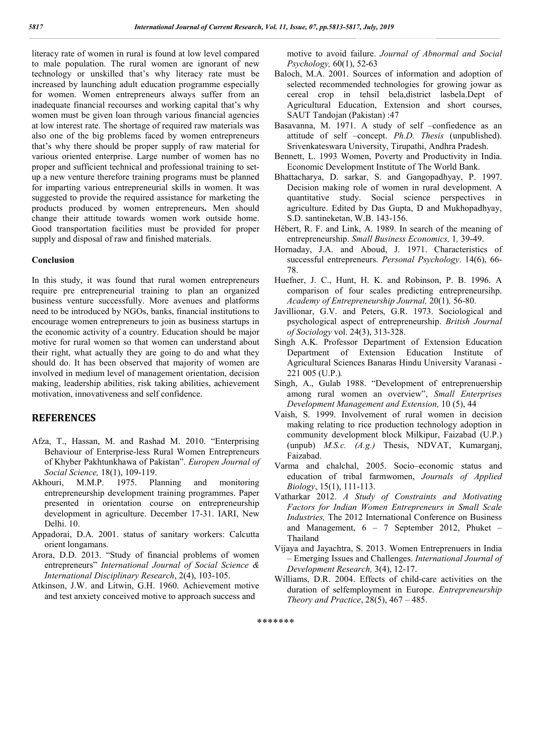literacy rate of women in rural is found at low level compared to male population. The rural women are ignorant of new technology or unskilled that's why literacy rate must be increased by launching adult education programme especially for women. Women entrepreneurs always suffer from an inadequate financial recourses and working capital that's why women must be given loan through various financial agencies at low interest rate. The shortage of required raw materials was also one of the big problems faced by women entrepreneurs that's why there should be proper supply of raw material for various oriented enterprise. Large number of women has no proper and sufficient technical and professional training to set-up a new venture therefore training programs must be planned for imparting various entrepreneurial skills in women. It was suggested to provide the required assistance for marketing the products produced by women entrepreneurs**.** Men should change their attitude towards women work outside home. Good transportation facilities must be provided for proper supply and disposal of raw and finished materials.

### Conclusion

In this study, it was found that rural women entrepreneurs require pre entrepreneurial training to plan an organized business venture successfully. More avenues and platforms need to be introduced by NGOs, banks, financial institutions to encourage women entrepreneurs to join as business startups in the economic activity of a country. Education should be major motive for rural women so that women can understand about their right, what actually they are going to do and what they should do. It has been observed that majority of women are involved in medium level of management orientation, decision making, leadership abilities, risk taking abilities, achievement motivation, innovativeness and self confidence.

## REFERENCES

Afza, T., Hassan, M. and Rashad M. 2010. "Enterprising Behaviour of Enterprise-less Rural Women Entrepreneurs of Khyber Pakhtunkhawa of Pakistan". *Europen Journal of Social Science,* 18(1), 109-119.

Akhouri, M.M.P. 1975. Planning and monitoring entrepreneurship development training programmes. Paper presented in orientation course on entrepreneurship development in agriculture. December 17-31. IARI, New Delhi. 10.

Appadorai, D.A. 2001. status of sanitary workers: Calcutta orient longamans.

Arora, D.D. 2013. "Study of financial problems of women entrepreneurs" *International Journal of Social Science & International Disciplinary Research*, 2(4), 103-105.

Atkinson, J.W. and Litwin, G.H. 1960. Achievement motive and test anxiety conceived motive to approach success and motive to avoid failure. *Journal of Abnormal and Social Psychology,* 60(1), 52-63

Baloch, M.A. 2001. Sources of information and adoption of selected recommended technologies for growing jowar as cereal crop in tehsil bela,district lasbela.Dept of Agricultural Education, Extension and short courses, SAUT Tandojan (Pakistan) :47

Basavanna, M. 1971. A study of self –confiedence as an attitude of self –concept. *Ph.D. Thesis* (unpublished). Srivenkateswara University, Tirupathi, Andhra Pradesh.

Bennett, L. 1993 Women, Poverty and Productivity in India. Economic Development Institute of The World Bank.

Bhattacharya, D. sarkar, S. and Gangopadhyay, P. 1997. Decision making role of women in rural development. A quantitative study. Social science perspectives in agriculture. Edited by Das Gupta, D and Mukhopadhyay, S.D. santineketan, W.B. 143-156.

Hébert, R. F. and Link, A. 1989. In search of the meaning of entrepreneurship. *Small Business Economics,* 1*,* 39-49.

Hornaday, J.A. and Aboud, J. 1971. Characteristics of successful entrepreneurs. *Personal Psychology*. 14(6), 66-78.

Huefner, J. C., Hunt, H. K. and Robinson, P. B. 1996. A comparison of four scales predicting entrepreneursihp. *Academy of Entrepreneurship Journal,* 20(1)*,* 56-80.

Javillionar, G.V. and Peters, G.R. 1973. Sociological and psychological aspect of entrepreneurship. *British Journal of Sociology* vol. 24(3), 313-328.

Singh A.K. Professor Department of Extension Education Department of Extension Education Institute of Agricultural Sciences Banaras Hindu University Varanasi - 221 005 (U.P.)*.*

Singh, A., Gulab 1988. "Development of entreprenuership among rural women an overview", *Small Enterprises Development Management and Extension,* 10 (5), 44

Vaish, S. 1999. Involvement of rural women in decision making relating to rice production technology adoption in community development block Milkipur, Faizabad (U.P.) (unpub) *M.S.c. (A.g.)* Thesis, NDVAT, Kumarganj, Faizabad.

Varma and chalchal, 2005. Socio–economic status and education of tribal farmwomen, *Journals of Applied Biology*, 15(1), 111-113.

Vatharkar 2012. *A Study of Constraints and Motivating Factors for Indian Women Entrepreneurs in Small Scale Industries,* The 2012 International Conference on Business and Management, 6 – 7 September 2012, Phuket – Thailand

Vijaya and Jayachtra, S. 2013. Women Entreprenuers in India – Emerging Issues and Challenges. *International Journal of Development Research,* 3(4), 12-17.

Williams, D.R. 2004. Effects of child-care activities on the duration of selfemployment in Europe. *Entrepreneurship Theory and Practice*, 28(5), 467 – 485.

\*\*\*\*\*\*\*